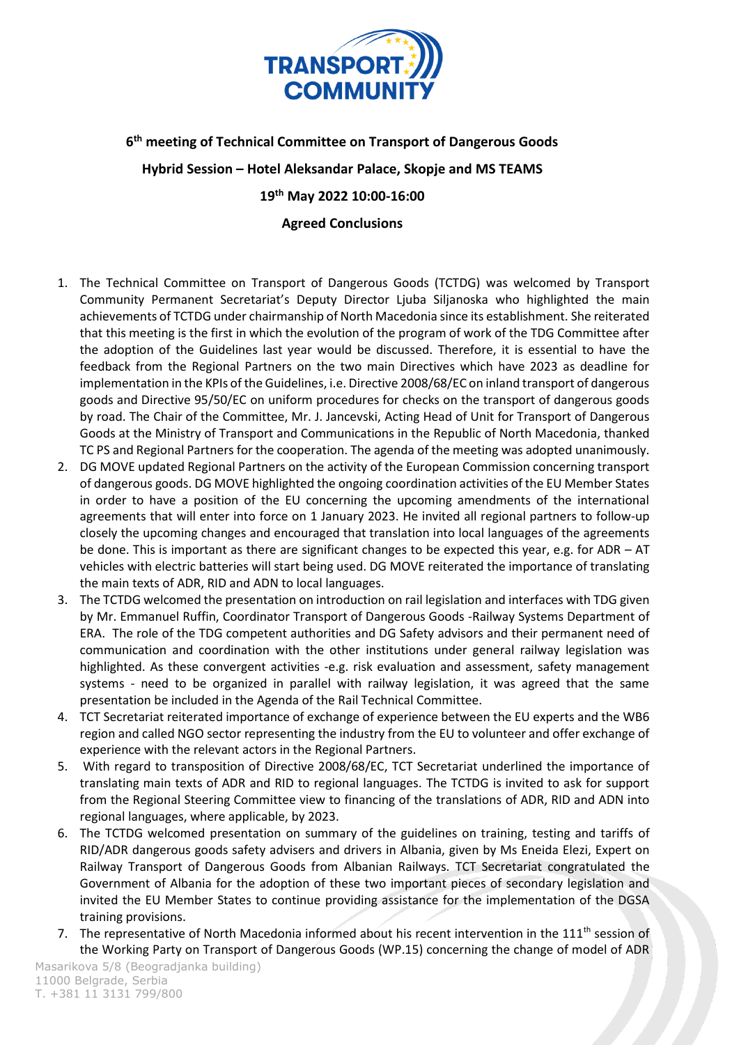**6th meeting of Technical Committee on Transport of Dangerous Goods**

**Hybrid Session – Hotel Aleksandar Palace, Skopje and MS TEAMS**

**19th May 2022 10:00-16:00**

**Agreed Conclusions**

1. The Technical Committee on Transport of Dangerous Goods (TCTDG) was welcomed by Transport Community Permanent Secretariat's Deputy Director Ljuba Siljanoska who highlighted the main achievements of TCTDG under chairmanship of North Macedonia since its establishment. She reiterated that this meeting is the first in which the evolution of the program of work of the TDG Committee after the adoption of the Guidelines last year would be discussed. Therefore, it is essential to have the feedback from the Regional Partners on the two main Directives which have 2023 as deadline for implementation in the KPIs of the Guidelines, i.e. Directive 2008/68/EC on inland transport of dangerous goods and Directive 95/50/EC on uniform procedures for checks on the transport of dangerous goods by road. The Chair of the Committee, Mr. J. Jancevski, Acting Head of Unit for Transport of Dangerous Goods at the Ministry of Transport and Communications in the Republic of North Macedonia, thanked TC PS and Regional Partners for the cooperation. The agenda of the meeting was adopted unanimously.
2. DG MOVE updated Regional Partners on the activity of the European Commission concerning transport of dangerous goods. DG MOVE highlighted the ongoing coordination activities of the EU Member States in order to have a position of the EU concerning the upcoming amendments of the international agreements that will enter into force on 1 January 2023. He invited all regional partners to follow-up closely the upcoming changes and encouraged that translation into local languages of the agreements be done. This is important as there are significant changes to be expected this year, e.g. for ADR – AT vehicles with electric batteries will start being used. DG MOVE reiterated the importance of translating the main texts of ADR, RID and ADN to local languages.
3. The TCTDG welcomed the presentation on introduction on rail legislation and interfaces with TDG given by Mr. Emmanuel Ruffin, Coordinator Transport of Dangerous Goods -Railway Systems Department of ERA. The role of the TDG competent authorities and DG Safety advisors and their permanent need of communication and coordination with the other institutions under general railway legislation was highlighted. As these convergent activities -e.g. risk evaluation and assessment, safety management systems - need to be organized in parallel with railway legislation, it was agreed that the same presentation be included in the Agenda of the Rail Technical Committee.
4. TCT Secretariat reiterated importance of exchange of experience between the EU experts and the WB6 region and called NGO sector representing the industry from the EU to volunteer and offer exchange of experience with the relevant actors in the Regional Partners.
5. With regard to transposition of Directive 2008/68/EC, TCT Secretariat underlined the importance of translating main texts of ADR and RID to regional languages. The TCTDG is invited to ask for support from the Regional Steering Committee view to financing of the translations of ADR, RID and ADN into regional languages, where applicable, by 2023.
6. The TCTDG welcomed presentation on summary of the guidelines on training, testing and tariffs of RID/ADR dangerous goods safety advisers and drivers in Albania, given by Ms Eneida Elezi, Expert on Railway Transport of Dangerous Goods from Albanian Railways. TCT Secretariat congratulated the Government of Albania for the adoption of these two important pieces of secondary legislation and invited the EU Member States to continue providing assistance for the implementation of the DGSA training provisions.
7. The representative of North Macedonia informed about his recent intervention in the 111th session of the Working Party on Transport of Dangerous Goods (WP.15) concerning the change of model of ADR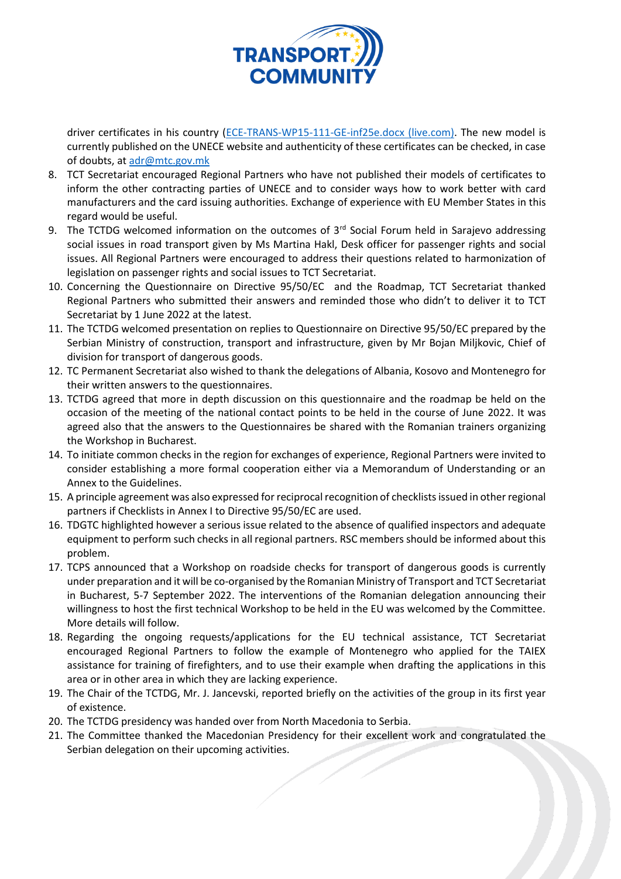driver certificates in his country ([ECE-TRANS-WP15-111-GE-inf25e.docx (live.com)](ECE-TRANS-WP15-111-GE-inf25e.docx (live.com))). The new model is currently published on the UNECE website and authenticity of these certificates can be checked, in case of doubts, at adr@mtc.gov.mk

8. TCT Secretariat encouraged Regional Partners who have not published their models of certificates to inform the other contracting parties of UNECE and to consider ways how to work better with card manufacturers and the card issuing authorities. Exchange of experience with EU Member States in this regard would be useful.
9. The TCTDG welcomed information on the outcomes of 3rd Social Forum held in Sarajevo addressing social issues in road transport given by Ms Martina Hakl, Desk officer for passenger rights and social issues. All Regional Partners were encouraged to address their questions related to harmonization of legislation on passenger rights and social issues to TCT Secretariat.
10. Concerning the Questionnaire on Directive 95/50/EC and the Roadmap, TCT Secretariat thanked Regional Partners who submitted their answers and reminded those who didn't to deliver it to TCT Secretariat by 1 June 2022 at the latest.
11. The TCTDG welcomed presentation on replies to Questionnaire on Directive 95/50/EC prepared by the Serbian Ministry of construction, transport and infrastructure, given by Mr Bojan Miljkovic, Chief of division for transport of dangerous goods.
12. TC Permanent Secretariat also wished to thank the delegations of Albania, Kosovo and Montenegro for their written answers to the questionnaires.
13. TCTDG agreed that more in depth discussion on this questionnaire and the roadmap be held on the occasion of the meeting of the national contact points to be held in the course of June 2022. It was agreed also that the answers to the Questionnaires be shared with the Romanian trainers organizing the Workshop in Bucharest.
14. To initiate common checks in the region for exchanges of experience, Regional Partners were invited to consider establishing a more formal cooperation either via a Memorandum of Understanding or an Annex to the Guidelines.
15. A principle agreement was also expressed for reciprocal recognition of checklists issued in other regional partners if Checklists in Annex I to Directive 95/50/EC are used.
16. TDGTC highlighted however a serious issue related to the absence of qualified inspectors and adequate equipment to perform such checks in all regional partners. RSC members should be informed about this problem.
17. TCPS announced that a Workshop on roadside checks for transport of dangerous goods is currently under preparation and it will be co-organised by the Romanian Ministry of Transport and TCT Secretariat in Bucharest, 5-7 September 2022. The interventions of the Romanian delegation announcing their willingness to host the first technical Workshop to be held in the EU was welcomed by the Committee. More details will follow.
18. Regarding the ongoing requests/applications for the EU technical assistance, TCT Secretariat encouraged Regional Partners to follow the example of Montenegro who applied for the TAIEX assistance for training of firefighters, and to use their example when drafting the applications in this area or in other area in which they are lacking experience.
19. The Chair of the TCTDG, Mr. J. Jancevski, reported briefly on the activities of the group in its first year of existence.
20. The TCTDG presidency was handed over from North Macedonia to Serbia.
21. The Committee thanked the Macedonian Presidency for their excellent work and congratulated the Serbian delegation on their upcoming activities.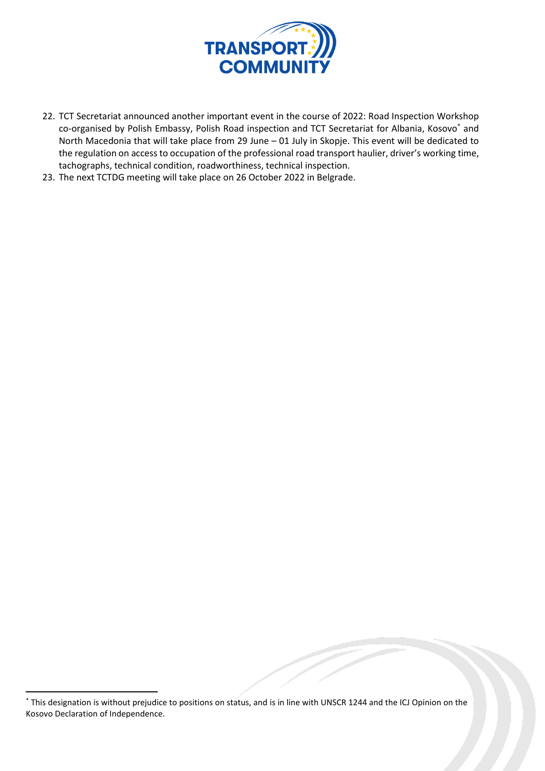22. TCT Secretariat announced another important event in the course of 2022: Road Inspection Workshop co-organised by Polish Embassy, Polish Road inspection and TCT Secretariat for Albania, Kosovo[*] and North Macedonia that will take place from 29 June – 01 July in Skopje. This event will be dedicated to the regulation on access to occupation of the professional road transport haulier, driver's working time, tachographs, technical condition, roadworthiness, technical inspection.
23. The next TCTDG meeting will take place on 26 October 2022 in Belgrade.

[*] This designation is without prejudice to positions on status, and is in line with UNSCR 1244 and the ICJ Opinion on the Kosovo Declaration of Independence.